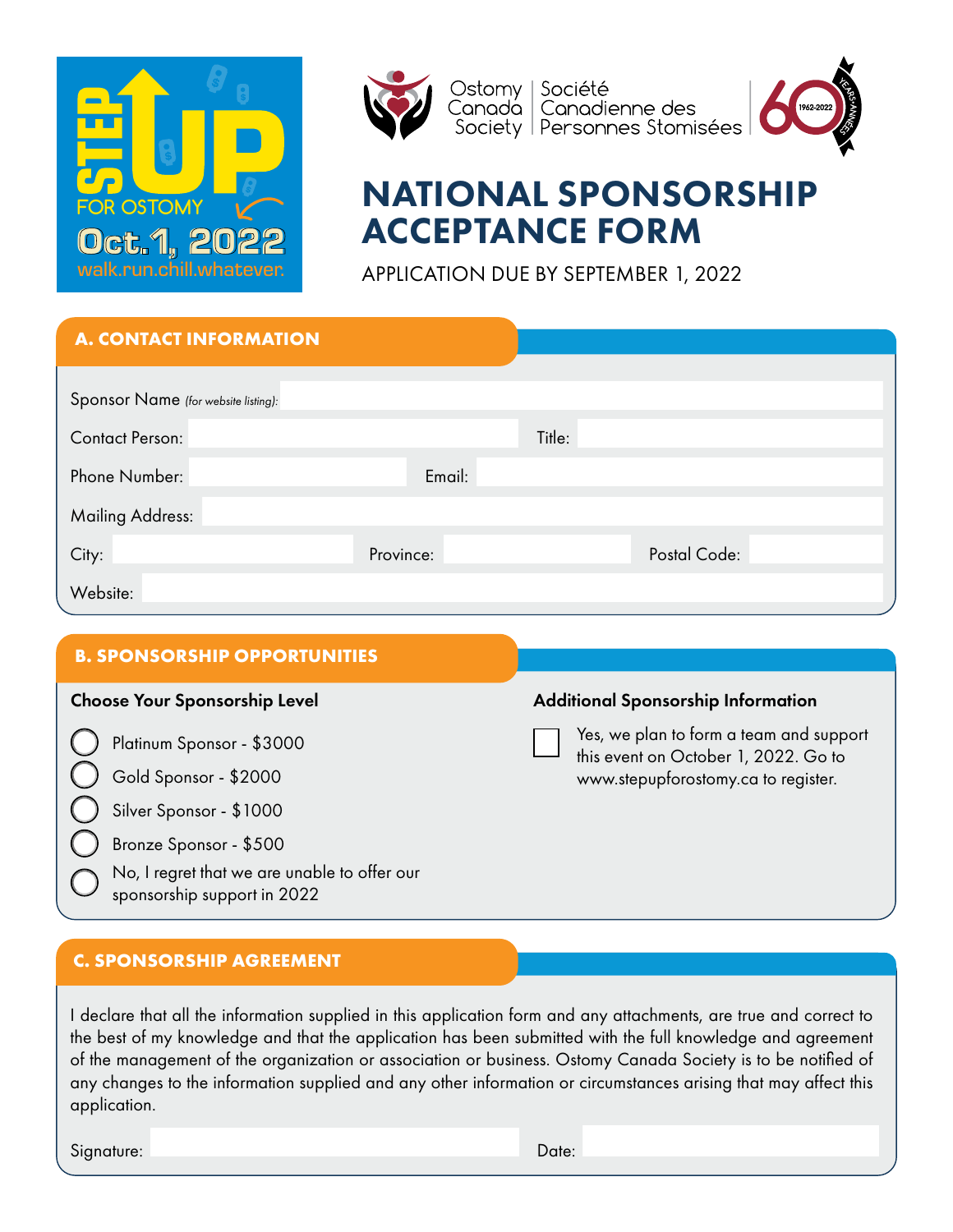STEP UP FOR OSTOMY

Oct. 1, 2022

walk.run.chill.whatever.

Ostomy Canada Society | Société Canadienne des Personnes Stomisées

60 1962-2022 YEARS•ANNÉES

# NATIONAL SPONSORSHIP ACCEPTANCE FORM

APPLICATION DUE BY SEPTEMBER 1, 2022

## A. CONTACT INFORMATION

Sponsor Name *(for website listing)*:

Contact Person:  Title:

Phone Number:  Email:

Mailing Address:

City:  Province:  Postal Code:

Website:

## B. SPONSORSHIP OPPORTUNITIES

**Choose Your Sponsorship Level**

- ◯ Platinum Sponsor - $3000
- ◯ Gold Sponsor - $2000
- ◯ Silver Sponsor - $1000
- ◯ Bronze Sponsor - $500
- ◯ No, I regret that we are unable to offer our sponsorship support in 2022

**Additional Sponsorship Information**

☐ Yes, we plan to form a team and support this event on October 1, 2022. Go to www.stepupforostomy.ca to register.

## C. SPONSORSHIP AGREEMENT

I declare that all the information supplied in this application form and any attachments, are true and correct to the best of my knowledge and that the application has been submitted with the full knowledge and agreement of the management of the organization or association or business. Ostomy Canada Society is to be notified of any changes to the information supplied and any other information or circumstances arising that may affect this application.

Signature:  Date: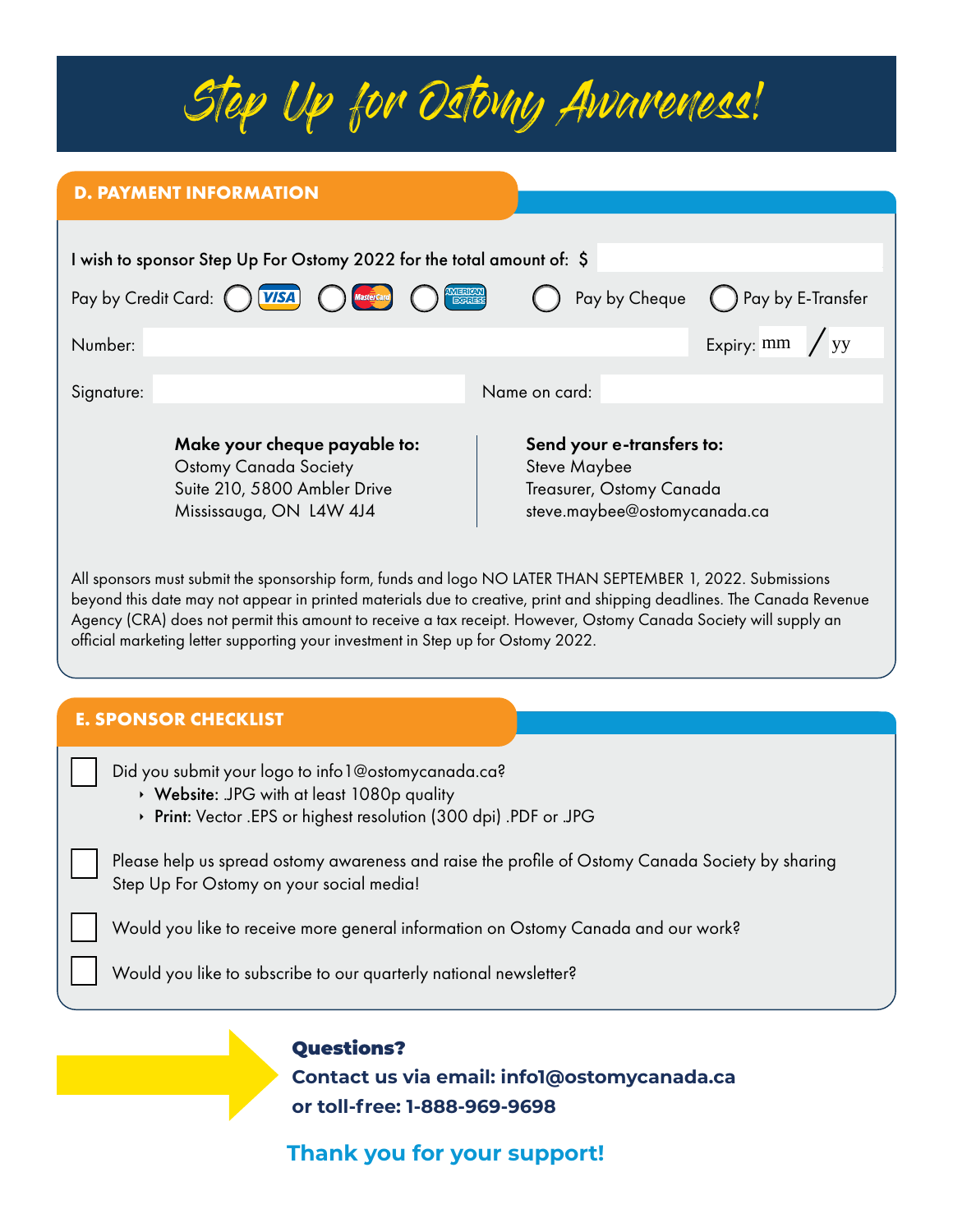# Step Up for Ostomy Awareness!

## D. PAYMENT INFORMATION

I wish to sponsor Step Up For Ostomy 2022 for the total amount of: $

Pay by Credit Card: ◯ VISA ◯ MasterCard ◯ AMERICAN EXPRESS ◯ Pay by Cheque ◯ Pay by E-Transfer

Number: Expiry: mm / yy

Signature: Name on card:

**Make your cheque payable to:**
Ostomy Canada Society
Suite 210, 5800 Ambler Drive
Mississauga, ON L4W 4J4

**Send your e-transfers to:**
Steve Maybee
Treasurer, Ostomy Canada
steve.maybee@ostomycanada.ca

All sponsors must submit the sponsorship form, funds and logo NO LATER THAN SEPTEMBER 1, 2022. Submissions beyond this date may not appear in printed materials due to creative, print and shipping deadlines. The Canada Revenue Agency (CRA) does not permit this amount to receive a tax receipt. However, Ostomy Canada Society will supply an official marketing letter supporting your investment in Step up for Ostomy 2022.

## E. SPONSOR CHECKLIST

- [ ] Did you submit your logo to info1@ostomycanada.ca?
  - **Website:** .JPG with at least 1080p quality
  - **Print:** Vector .EPS or highest resolution (300 dpi) .PDF or .JPG
- [ ] Please help us spread ostomy awareness and raise the profile of Ostomy Canada Society by sharing Step Up For Ostomy on your social media!
- [ ] Would you like to receive more general information on Ostomy Canada and our work?
- [ ] Would you like to subscribe to our quarterly national newsletter?

**Questions?**
**Contact us via email: info1@ostomycanada.ca**
**or toll-free: 1-888-969-9698**

**Thank you for your support!**